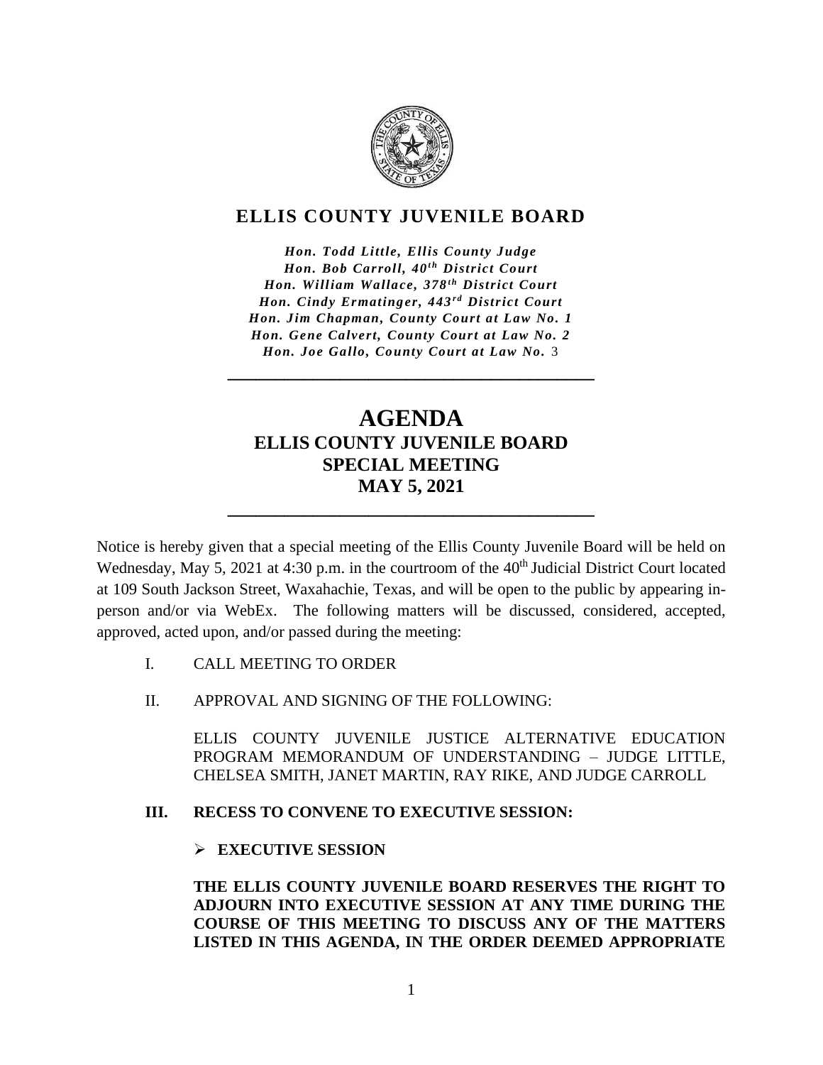# ELLIS COUNTY JUVENILE BOARD

*Hon. Todd Little, Ellis County Judge*
*Hon. Bob Carroll, 40th District Court*
*Hon. William Wallace, 378th District Court*
*Hon. Cindy Ermatinger, 443rd District Court*
*Hon. Jim Chapman, County Court at Law No. 1*
*Hon. Gene Calvert, County Court at Law No. 2*
*Hon. Joe Gallo, County Court at Law No. 3*

---

# AGENDA
## ELLIS COUNTY JUVENILE BOARD
## SPECIAL MEETING
## MAY 5, 2021

---

Notice is hereby given that a special meeting of the Ellis County Juvenile Board will be held on Wednesday, May 5, 2021 at 4:30 p.m. in the courtroom of the 40th Judicial District Court located at 109 South Jackson Street, Waxahachie, Texas, and will be open to the public by appearing in-person and/or via WebEx. The following matters will be discussed, considered, accepted, approved, acted upon, and/or passed during the meeting:

I. CALL MEETING TO ORDER

II. APPROVAL AND SIGNING OF THE FOLLOWING:

ELLIS COUNTY JUVENILE JUSTICE ALTERNATIVE EDUCATION PROGRAM MEMORANDUM OF UNDERSTANDING – JUDGE LITTLE, CHELSEA SMITH, JANET MARTIN, RAY RIKE, AND JUDGE CARROLL

**III. RECESS TO CONVENE TO EXECUTIVE SESSION:**

- **EXECUTIVE SESSION**

**THE ELLIS COUNTY JUVENILE BOARD RESERVES THE RIGHT TO ADJOURN INTO EXECUTIVE SESSION AT ANY TIME DURING THE COURSE OF THIS MEETING TO DISCUSS ANY OF THE MATTERS LISTED IN THIS AGENDA, IN THE ORDER DEEMED APPROPRIATE**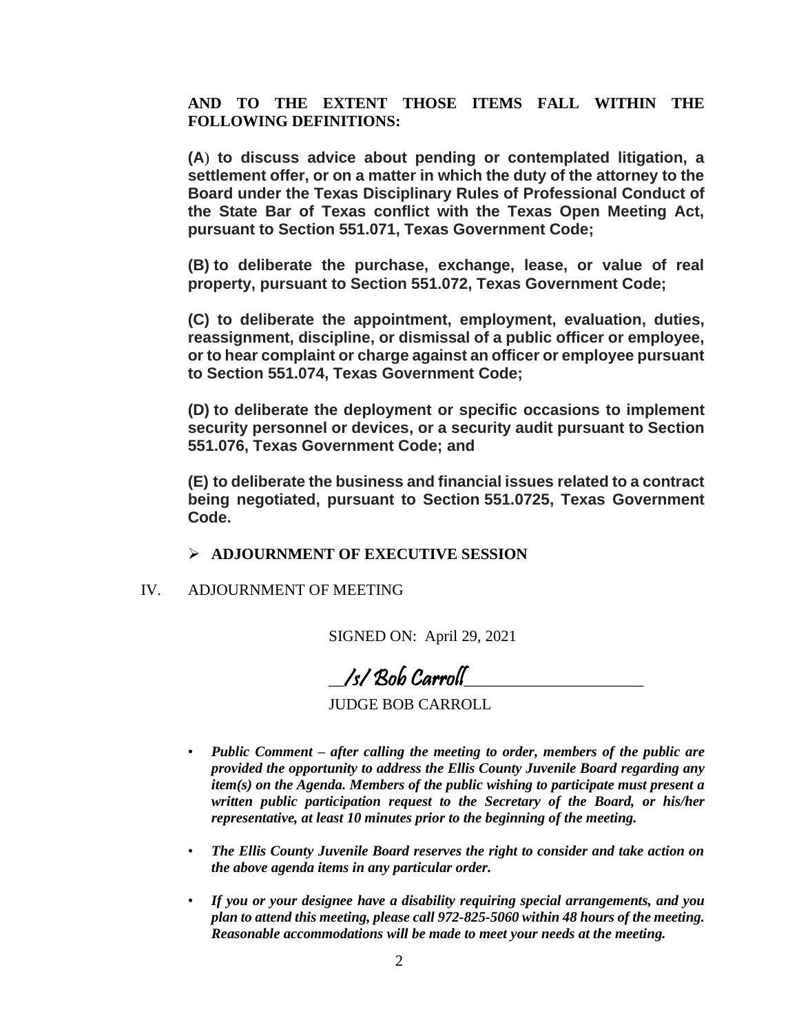**AND TO THE EXTENT THOSE ITEMS FALL WITHIN THE FOLLOWING DEFINITIONS:**

**(A) to discuss advice about pending or contemplated litigation, a settlement offer, or on a matter in which the duty of the attorney to the Board under the Texas Disciplinary Rules of Professional Conduct of the State Bar of Texas conflict with the Texas Open Meeting Act, pursuant to Section 551.071, Texas Government Code;**

**(B) to deliberate the purchase, exchange, lease, or value of real property, pursuant to Section 551.072, Texas Government Code;**

**(C) to deliberate the appointment, employment, evaluation, duties, reassignment, discipline, or dismissal of a public officer or employee, or to hear complaint or charge against an officer or employee pursuant to Section 551.074, Texas Government Code;**

**(D) to deliberate the deployment or specific occasions to implement security personnel or devices, or a security audit pursuant to Section 551.076, Texas Government Code; and**

**(E) to deliberate the business and financial issues related to a contract being negotiated, pursuant to Section 551.0725, Texas Government Code.**

- **ADJOURNMENT OF EXECUTIVE SESSION**

IV. ADJOURNMENT OF MEETING

SIGNED ON: April 29, 2021

__/s/ Bob Carroll____________________

JUDGE BOB CARROLL

- ***Public Comment – after calling the meeting to order, members of the public are provided the opportunity to address the Ellis County Juvenile Board regarding any item(s) on the Agenda. Members of the public wishing to participate must present a written public participation request to the Secretary of the Board, or his/her representative, at least 10 minutes prior to the beginning of the meeting.***

- ***The Ellis County Juvenile Board reserves the right to consider and take action on the above agenda items in any particular order.***

- ***If you or your designee have a disability requiring special arrangements, and you plan to attend this meeting, please call 972-825-5060 within 48 hours of the meeting. Reasonable accommodations will be made to meet your needs at the meeting.***